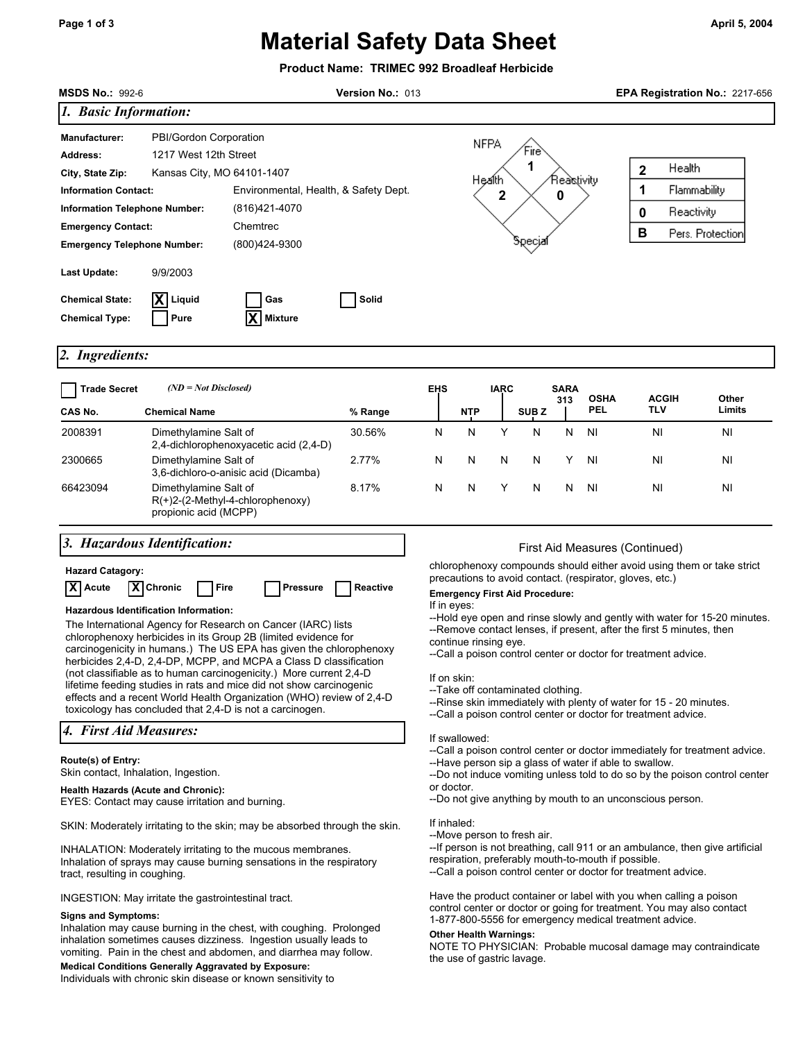# Material Safety Data Sheet

**Product Name: TRIMEC 992 Broadleaf Herbicide**

**MSDS No.:** 992-6 **Version No.:** 013 **EPA Registration No.:** 2217-656

## 1. Basic Information:

**Manufacturer:** PBI/Gordon Corporation
**Address:** 1217 West 12th Street
**City, State Zip:** Kansas City, MO 64101-1407
**Information Contact:** Environmental, Health, & Safety Dept.
**Information Telephone Number:** (816)421-4070
**Emergency Contact:** Chemtrec
**Emergency Telephone Number:** (800)424-9300

**Last Update:** 9/9/2003

**Chemical State:** [X] Liquid [ ] Gas [ ] Solid
**Chemical Type:** [ ] Pure [X] Mixture

NFPA: Fire 1, Health 2, Reactivity 0, Special

| | |
|---|---|
| 2 | Health |
| 1 | Flammability |
| 0 | Reactivity |
| B | Pers. Protection |

## 2. Ingredients:

[ ] Trade Secret *(ND = Not Disclosed)*

| CAS No. | Chemical Name | % Range | EHS | NTP | IARC | SUB Z | SARA 313 | OSHA PEL | ACGIH TLV | Other Limits |
|---|---|---|---|---|---|---|---|---|---|---|
| 2008391 | Dimethylamine Salt of 2,4-dichlorophenoxyacetic acid (2,4-D) | 30.56% | N | N | Y | N | N | NI | NI | NI |
| 2300665 | Dimethylamine Salt of 3,6-dichloro-o-anisic acid (Dicamba) | 2.77% | N | N | N | N | Y | NI | NI | NI |
| 66423094 | Dimethylamine Salt of R(+)2-(2-Methyl-4-chlorophenoxy) propionic acid (MCPP) | 8.17% | N | N | Y | N | N | NI | NI | NI |

## 3. Hazardous Identification:

**Hazard Catagory:**
[X] Acute [X] Chronic [ ] Fire [ ] Pressure [ ] Reactive

**Hazardous Identification Information:**
The International Agency for Research on Cancer (IARC) lists chlorophenoxy herbicides in its Group 2B (limited evidence for carcinogenicity in humans.) The US EPA has given the chlorophenoxy herbicides 2,4-D, 2,4-DP, MCPP, and MCPA a Class D classification (not classifiable as to human carcinogenicity.) More current 2,4-D lifetime feeding studies in rats and mice did not show carcinogenic effects and a recent World Health Organization (WHO) review of 2,4-D toxicology has concluded that 2,4-D is not a carcinogen.

## 4. First Aid Measures:

**Route(s) of Entry:**
Skin contact, Inhalation, Ingestion.

**Health Hazards (Acute and Chronic):**
EYES: Contact may cause irritation and burning.

SKIN: Moderately irritating to the skin; may be absorbed through the skin.

INHALATION: Moderately irritating to the mucous membranes. Inhalation of sprays may cause burning sensations in the respiratory tract, resulting in coughing.

INGESTION: May irritate the gastrointestinal tract.

**Signs and Symptoms:**
Inhalation may cause burning in the chest, with coughing. Prolonged inhalation sometimes causes dizziness. Ingestion usually leads to vomiting. Pain in the chest and abdomen, and diarrhea may follow.

**Medical Conditions Generally Aggravated by Exposure:**
Individuals with chronic skin disease or known sensitivity to chlorophenoxy compounds should either avoid using them or take strict precautions to avoid contact. (respirator, gloves, etc.)

**Emergency First Aid Procedure:**
If in eyes:
--Hold eye open and rinse slowly and gently with water for 15-20 minutes.
--Remove contact lenses, if present, after the first 5 minutes, then continue rinsing eye.
--Call a poison control center or doctor for treatment advice.

If on skin:
--Take off contaminated clothing.
--Rinse skin immediately with plenty of water for 15 - 20 minutes.
--Call a poison control center or doctor for treatment advice.

If swallowed:
--Call a poison control center or doctor immediately for treatment advice.
--Have person sip a glass of water if able to swallow.
--Do not induce vomiting unless told to do so by the poison control center or doctor.
--Do not give anything by mouth to an unconscious person.

If inhaled:
--Move person to fresh air.
--If person is not breathing, call 911 or an ambulance, then give artificial respiration, preferably mouth-to-mouth if possible.
--Call a poison control center or doctor for treatment advice.

Have the product container or label with you when calling a poison control center or doctor or going for treatment. You may also contact 1-877-800-5556 for emergency medical treatment advice.

**Other Health Warnings:**
NOTE TO PHYSICIAN: Probable mucosal damage may contraindicate the use of gastric lavage.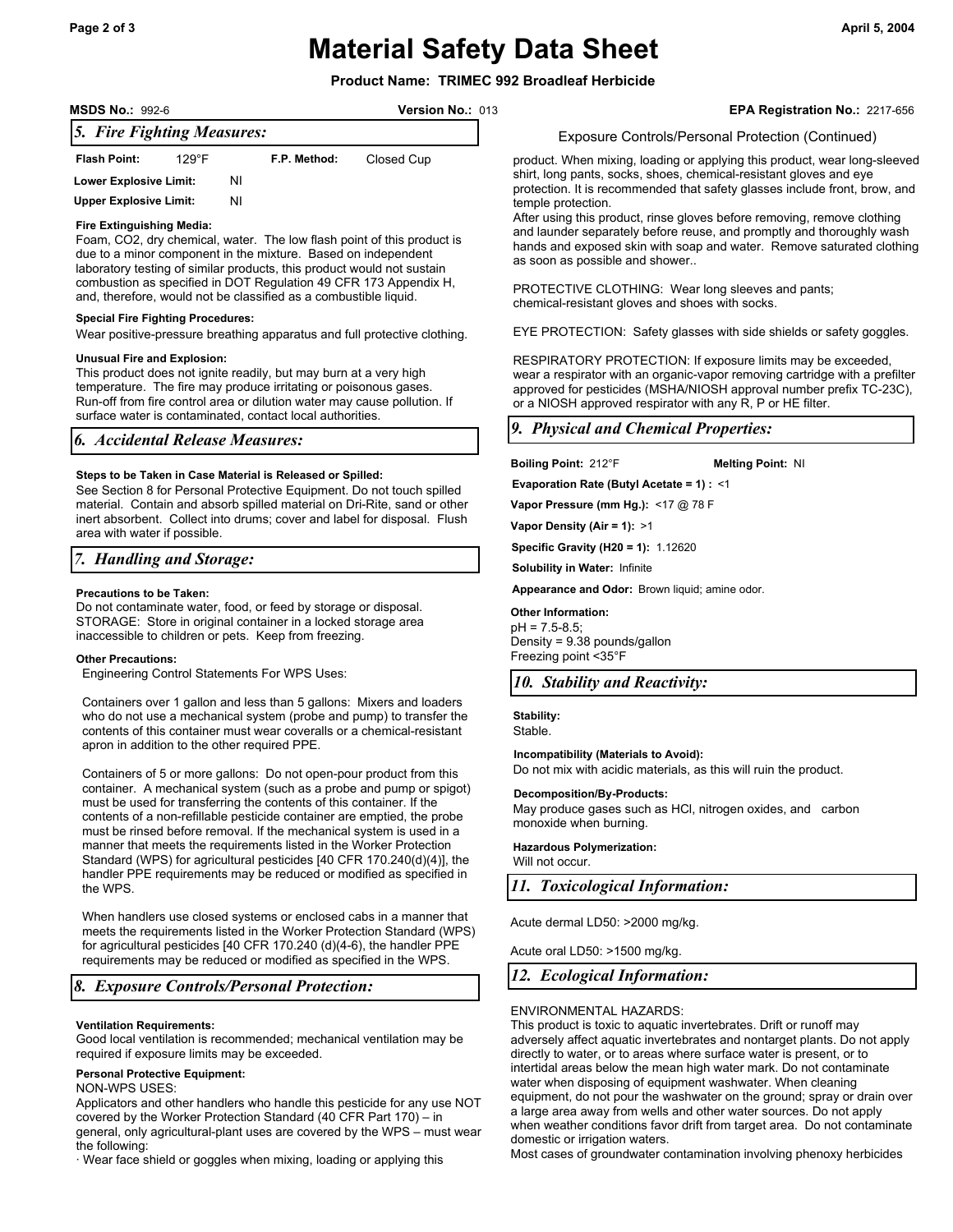# Material Safety Data Sheet

**Product Name: TRIMEC 992 Broadleaf Herbicide**

**MSDS No.:** 992-6 **Version No.:** 013 **EPA Registration No.:** 2217-656

## 5. Fire Fighting Measures:

**Flash Point:** 129°F **F.P. Method:** Closed Cup

**Lower Explosive Limit:** NI

**Upper Explosive Limit:** NI

**Fire Extinguishing Media:**
Foam, CO2, dry chemical, water. The low flash point of this product is due to a minor component in the mixture. Based on independent laboratory testing of similar products, this product would not sustain combustion as specified in DOT Regulation 49 CFR 173 Appendix H, and, therefore, would not be classified as a combustible liquid.

**Special Fire Fighting Procedures:**
Wear positive-pressure breathing apparatus and full protective clothing.

**Unusual Fire and Explosion:**
This product does not ignite readily, but may burn at a very high temperature. The fire may produce irritating or poisonous gases. Run-off from fire control area or dilution water may cause pollution. If surface water is contaminated, contact local authorities.

## 6. Accidental Release Measures:

**Steps to be Taken in Case Material is Released or Spilled:**
See Section 8 for Personal Protective Equipment. Do not touch spilled material. Contain and absorb spilled material on Dri-Rite, sand or other inert absorbent. Collect into drums; cover and label for disposal. Flush area with water if possible.

## 7. Handling and Storage:

**Precautions to be Taken:**
Do not contaminate water, food, or feed by storage or disposal.
STORAGE: Store in original container in a locked storage area inaccessible to children or pets. Keep from freezing.

**Other Precautions:**
Engineering Control Statements For WPS Uses:

Containers over 1 gallon and less than 5 gallons: Mixers and loaders who do not use a mechanical system (probe and pump) to transfer the contents of this container must wear coveralls or a chemical-resistant apron in addition to the other required PPE.

Containers of 5 or more gallons: Do not open-pour product from this container. A mechanical system (such as a probe and pump or spigot) must be used for transferring the contents of this container. If the contents of a non-refillable pesticide container are emptied, the probe must be rinsed before removal. If the mechanical system is used in a manner that meets the requirements listed in the Worker Protection Standard (WPS) for agricultural pesticides [40 CFR 170.240(d)(4)], the handler PPE requirements may be reduced or modified as specified in the WPS.

When handlers use closed systems or enclosed cabs in a manner that meets the requirements listed in the Worker Protection Standard (WPS) for agricultural pesticides [40 CFR 170.240 (d)(4-6), the handler PPE requirements may be reduced or modified as specified in the WPS.

## 8. Exposure Controls/Personal Protection:

**Ventilation Requirements:**
Good local ventilation is recommended; mechanical ventilation may be required if exposure limits may be exceeded.

**Personal Protective Equipment:**
NON-WPS USES:
Applicators and other handlers who handle this pesticide for any use NOT covered by the Worker Protection Standard (40 CFR Part 170) – in general, only agricultural-plant uses are covered by the WPS – must wear the following:
· Wear face shield or goggles when mixing, loading or applying this product. When mixing, loading or applying this product, wear long-sleeved shirt, long pants, socks, shoes, chemical-resistant gloves and eye protection. It is recommended that safety glasses include front, brow, and temple protection.
After using this product, rinse gloves before removing, remove clothing and launder separately before reuse, and promptly and thoroughly wash hands and exposed skin with soap and water. Remove saturated clothing as soon as possible and shower..

PROTECTIVE CLOTHING: Wear long sleeves and pants; chemical-resistant gloves and shoes with socks.

EYE PROTECTION: Safety glasses with side shields or safety goggles.

RESPIRATORY PROTECTION: If exposure limits may be exceeded, wear a respirator with an organic-vapor removing cartridge with a prefilter approved for pesticides (MSHA/NIOSH approval number prefix TC-23C), or a NIOSH approved respirator with any R, P or HE filter.

## 9. Physical and Chemical Properties:

**Boiling Point:** 212°F **Melting Point:** NI

**Evaporation Rate (Butyl Acetate = 1) :** <1

**Vapor Pressure (mm Hg.):** <17 @ 78 F

**Vapor Density (Air = 1):** >1

**Specific Gravity (H20 = 1):** 1.12620

**Solubility in Water:** Infinite

**Appearance and Odor:** Brown liquid; amine odor.

**Other Information:**
pH = 7.5-8.5;
Density = 9.38 pounds/gallon
Freezing point <35°F

## 10. Stability and Reactivity:

**Stability:**
Stable.

**Incompatibility (Materials to Avoid):**
Do not mix with acidic materials, as this will ruin the product.

**Decomposition/By-Products:**
May produce gases such as HCl, nitrogen oxides, and carbon monoxide when burning.

**Hazardous Polymerization:**
Will not occur.

## 11. Toxicological Information:

Acute dermal LD50: >2000 mg/kg.

Acute oral LD50: >1500 mg/kg.

## 12. Ecological Information:

ENVIRONMENTAL HAZARDS:
This product is toxic to aquatic invertebrates. Drift or runoff may adversely affect aquatic invertebrates and nontarget plants. Do not apply directly to water, or to areas where surface water is present, or to intertidal areas below the mean high water mark. Do not contaminate water when disposing of equipment washwater. When cleaning equipment, do not pour the washwater on the ground; spray or drain over a large area away from wells and other water sources. Do not apply when weather conditions favor drift from target area. Do not contaminate domestic or irrigation waters.
Most cases of groundwater contamination involving phenoxy herbicides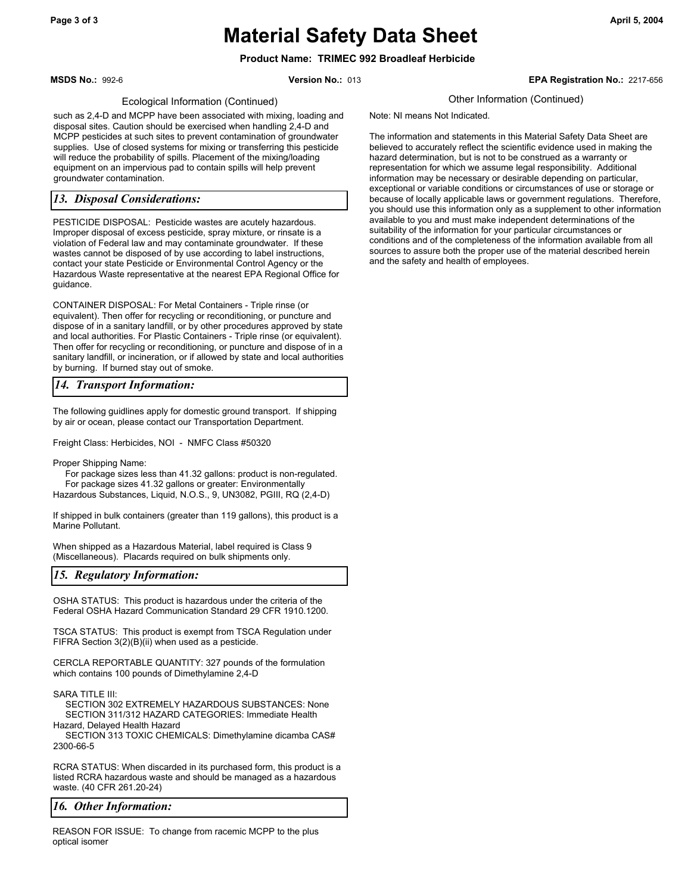# Material Safety Data Sheet

**Product Name: TRIMEC 992 Broadleaf Herbicide**

**MSDS No.:** 992-6 **Version No.:** 013 **EPA Registration No.:** 2217-656

Ecological Information (Continued)

such as 2,4-D and MCPP have been associated with mixing, loading and disposal sites. Caution should be exercised when handling 2,4-D and MCPP pesticides at such sites to prevent contamination of groundwater supplies. Use of closed systems for mixing or transferring this pesticide will reduce the probability of spills. Placement of the mixing/loading equipment on an impervious pad to contain spills will help prevent groundwater contamination.

## *13. Disposal Considerations:*

PESTICIDE DISPOSAL: Pesticide wastes are acutely hazardous. Improper disposal of excess pesticide, spray mixture, or rinsate is a violation of Federal law and may contaminate groundwater. If these wastes cannot be disposed of by use according to label instructions, contact your state Pesticide or Environmental Control Agency or the Hazardous Waste representative at the nearest EPA Regional Office for guidance.

CONTAINER DISPOSAL: For Metal Containers - Triple rinse (or equivalent). Then offer for recycling or reconditioning, or puncture and dispose of in a sanitary landfill, or by other procedures approved by state and local authorities. For Plastic Containers - Triple rinse (or equivalent). Then offer for recycling or reconditioning, or puncture and dispose of in a sanitary landfill, or incineration, or if allowed by state and local authorities by burning. If burned stay out of smoke.

## *14. Transport Information:*

The following guidlines apply for domestic ground transport. If shipping by air or ocean, please contact our Transportation Department.

Freight Class: Herbicides, NOI - NMFC Class #50320

Proper Shipping Name:
For package sizes less than 41.32 gallons: product is non-regulated.
For package sizes 41.32 gallons or greater: Environmentally Hazardous Substances, Liquid, N.O.S., 9, UN3082, PGIII, RQ (2,4-D)

If shipped in bulk containers (greater than 119 gallons), this product is a Marine Pollutant.

When shipped as a Hazardous Material, label required is Class 9 (Miscellaneous). Placards required on bulk shipments only.

## *15. Regulatory Information:*

OSHA STATUS: This product is hazardous under the criteria of the Federal OSHA Hazard Communication Standard 29 CFR 1910.1200.

TSCA STATUS: This product is exempt from TSCA Regulation under FIFRA Section 3(2)(B)(ii) when used as a pesticide.

CERCLA REPORTABLE QUANTITY: 327 pounds of the formulation which contains 100 pounds of Dimethylamine 2,4-D

SARA TITLE III:
SECTION 302 EXTREMELY HAZARDOUS SUBSTANCES: None
SECTION 311/312 HAZARD CATEGORIES: Immediate Health Hazard, Delayed Health Hazard
SECTION 313 TOXIC CHEMICALS: Dimethylamine dicamba CAS# 2300-66-5

RCRA STATUS: When discarded in its purchased form, this product is a listed RCRA hazardous waste and should be managed as a hazardous waste. (40 CFR 261.20-24)

## *16. Other Information:*

REASON FOR ISSUE: To change from racemic MCPP to the plus optical isomer

Other Information (Continued)

Note: NI means Not Indicated.

The information and statements in this Material Safety Data Sheet are believed to accurately reflect the scientific evidence used in making the hazard determination, but is not to be construed as a warranty or representation for which we assume legal responsibility. Additional information may be necessary or desirable depending on particular, exceptional or variable conditions or circumstances of use or storage or because of locally applicable laws or government regulations. Therefore, you should use this information only as a supplement to other information available to you and must make independent determinations of the suitability of the information for your particular circumstances or conditions and of the completeness of the information available from all sources to assure both the proper use of the material described herein and the safety and health of employees.